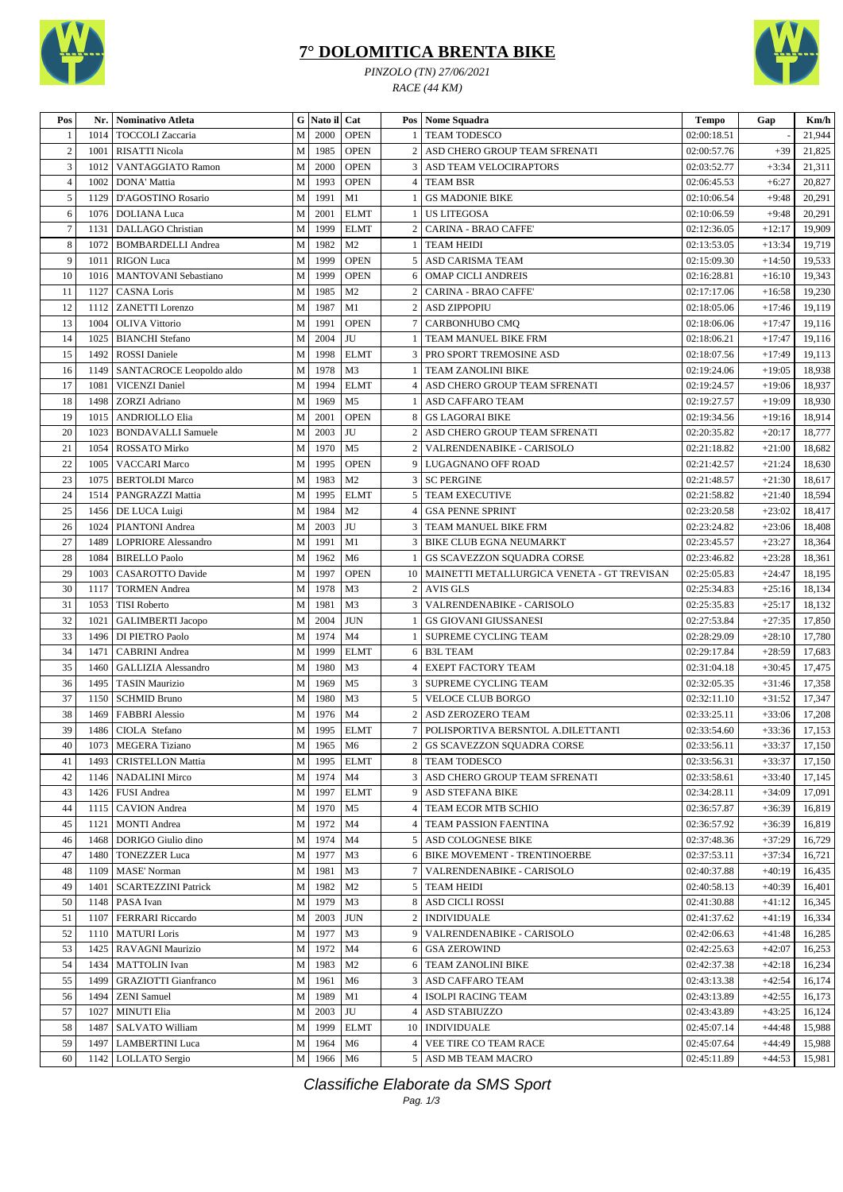# 7° DOLOMITICA BRENTA BIKE

*PINZOLO (TN) 27/06/2021*

*RACE (44 KM)*

| Pos | Nr. | Nominativo Atleta | G | Nato il | Cat | Pos | Nome Squadra | Tempo | Gap | Km/h |
|---|---|---|---|---|---|---|---|---|---|---|
| 1 | 1014 | TOCCOLI Zaccaria | M | 2000 | OPEN | 1 | TEAM TODESCO | 02:00:18.51 | - | 21,944 |
| 2 | 1001 | RISATTI Nicola | M | 1985 | OPEN | 2 | ASD CHERO GROUP TEAM SFRENATI | 02:00:57.76 | +39 | 21,825 |
| 3 | 1012 | VANTAGGIATO Ramon | M | 2000 | OPEN | 3 | ASD TEAM VELOCIRAPTORS | 02:03:52.77 | +3:34 | 21,311 |
| 4 | 1002 | DONA' Mattia | M | 1993 | OPEN | 4 | TEAM BSR | 02:06:45.53 | +6:27 | 20,827 |
| 5 | 1129 | D'AGOSTINO Rosario | M | 1991 | M1 | 1 | GS MADONIE BIKE | 02:10:06.54 | +9:48 | 20,291 |
| 6 | 1076 | DOLIANA Luca | M | 2001 | ELMT | 1 | US LITEGOSA | 02:10:06.59 | +9:48 | 20,291 |
| 7 | 1131 | DALLAGO Christian | M | 1999 | ELMT | 2 | CARINA - BRAO CAFFE' | 02:12:36.05 | +12:17 | 19,909 |
| 8 | 1072 | BOMBARDELLI Andrea | M | 1982 | M2 | 1 | TEAM HEIDI | 02:13:53.05 | +13:34 | 19,719 |
| 9 | 1011 | RIGON Luca | M | 1999 | OPEN | 5 | ASD CARISMA TEAM | 02:15:09.30 | +14:50 | 19,533 |
| 10 | 1016 | MANTOVANI Sebastiano | M | 1999 | OPEN | 6 | OMAP CICLI ANDREIS | 02:16:28.81 | +16:10 | 19,343 |
| 11 | 1127 | CASNA Loris | M | 1985 | M2 | 2 | CARINA - BRAO CAFFE' | 02:17:17.06 | +16:58 | 19,230 |
| 12 | 1112 | ZANETTI Lorenzo | M | 1987 | M1 | 2 | ASD ZIPPOPIU | 02:18:05.06 | +17:46 | 19,119 |
| 13 | 1004 | OLIVA Vittorio | M | 1991 | OPEN | 7 | CARBONHUBO CMQ | 02:18:06.06 | +17:47 | 19,116 |
| 14 | 1025 | BIANCHI Stefano | M | 2004 | JU | 1 | TEAM MANUEL BIKE FRM | 02:18:06.21 | +17:47 | 19,116 |
| 15 | 1492 | ROSSI Daniele | M | 1998 | ELMT | 3 | PRO SPORT TREMOSINE ASD | 02:18:07.56 | +17:49 | 19,113 |
| 16 | 1149 | SANTACROCE Leopoldo aldo | M | 1978 | M3 | 1 | TEAM ZANOLINI BIKE | 02:19:24.06 | +19:05 | 18,938 |
| 17 | 1081 | VICENZI Daniel | M | 1994 | ELMT | 4 | ASD CHERO GROUP TEAM SFRENATI | 02:19:24.57 | +19:06 | 18,937 |
| 18 | 1498 | ZORZI Adriano | M | 1969 | M5 | 1 | ASD CAFFARO TEAM | 02:19:27.57 | +19:09 | 18,930 |
| 19 | 1015 | ANDRIOLLO Elia | M | 2001 | OPEN | 8 | GS LAGORAI BIKE | 02:19:34.56 | +19:16 | 18,914 |
| 20 | 1023 | BONDAVALLI Samuele | M | 2003 | JU | 2 | ASD CHERO GROUP TEAM SFRENATI | 02:20:35.82 | +20:17 | 18,777 |
| 21 | 1054 | ROSSATO Mirko | M | 1970 | M5 | 2 | VALRENDENABIKE - CARISOLO | 02:21:18.82 | +21:00 | 18,682 |
| 22 | 1005 | VACCARI Marco | M | 1995 | OPEN | 9 | LUGAGNANO OFF ROAD | 02:21:42.57 | +21:24 | 18,630 |
| 23 | 1075 | BERTOLDI Marco | M | 1983 | M2 | 3 | SC PERGINE | 02:21:48.57 | +21:30 | 18,617 |
| 24 | 1514 | PANGRAZZI Mattia | M | 1995 | ELMT | 5 | TEAM EXECUTIVE | 02:21:58.82 | +21:40 | 18,594 |
| 25 | 1456 | DE LUCA Luigi | M | 1984 | M2 | 4 | GSA PENNE SPRINT | 02:23:20.58 | +23:02 | 18,417 |
| 26 | 1024 | PIANTONI Andrea | M | 2003 | JU | 3 | TEAM MANUEL BIKE FRM | 02:23:24.82 | +23:06 | 18,408 |
| 27 | 1489 | LOPRIORE Alessandro | M | 1991 | M1 | 3 | BIKE CLUB EGNA NEUMARKT | 02:23:45.57 | +23:27 | 18,364 |
| 28 | 1084 | BIRELLO Paolo | M | 1962 | M6 | 1 | GS SCAVEZZON SQUADRA CORSE | 02:23:46.82 | +23:28 | 18,361 |
| 29 | 1003 | CASAROTTO Davide | M | 1997 | OPEN | 10 | MAINETTI METALLURGICA VENETA - GT TREVISAN | 02:25:05.83 | +24:47 | 18,195 |
| 30 | 1117 | TORMEN Andrea | M | 1978 | M3 | 2 | AVIS GLS | 02:25:34.83 | +25:16 | 18,134 |
| 31 | 1053 | TISI Roberto | M | 1981 | M3 | 3 | VALRENDENABIKE - CARISOLO | 02:25:35.83 | +25:17 | 18,132 |
| 32 | 1021 | GALIMBERTI Jacopo | M | 2004 | JUN | 1 | GS GIOVANI GIUSSANESI | 02:27:53.84 | +27:35 | 17,850 |
| 33 | 1496 | DI PIETRO Paolo | M | 1974 | M4 | 1 | SUPREME CYCLING TEAM | 02:28:29.09 | +28:10 | 17,780 |
| 34 | 1471 | CABRINI Andrea | M | 1999 | ELMT | 6 | B3L TEAM | 02:29:17.84 | +28:59 | 17,683 |
| 35 | 1460 | GALLIZIA Alessandro | M | 1980 | M3 | 4 | EXEPT FACTORY TEAM | 02:31:04.18 | +30:45 | 17,475 |
| 36 | 1495 | TASIN Maurizio | M | 1969 | M5 | 3 | SUPREME CYCLING TEAM | 02:32:05.35 | +31:46 | 17,358 |
| 37 | 1150 | SCHMID Bruno | M | 1980 | M3 | 5 | VELOCE CLUB BORGO | 02:32:11.10 | +31:52 | 17,347 |
| 38 | 1469 | FABBRI Alessio | M | 1976 | M4 | 2 | ASD ZEROZERO TEAM | 02:33:25.11 | +33:06 | 17,208 |
| 39 | 1486 | CIOLA Stefano | M | 1995 | ELMT | 7 | POLISPORTIVA BERSNTOL A.DILETTANTI | 02:33:54.60 | +33:36 | 17,153 |
| 40 | 1073 | MEGERA Tiziano | M | 1965 | M6 | 2 | GS SCAVEZZON SQUADRA CORSE | 02:33:56.11 | +33:37 | 17,150 |
| 41 | 1493 | CRISTELLON Mattia | M | 1995 | ELMT | 8 | TEAM TODESCO | 02:33:56.31 | +33:37 | 17,150 |
| 42 | 1146 | NADALINI Mirco | M | 1974 | M4 | 3 | ASD CHERO GROUP TEAM SFRENATI | 02:33:58.61 | +33:40 | 17,145 |
| 43 | 1426 | FUSI Andrea | M | 1997 | ELMT | 9 | ASD STEFANA BIKE | 02:34:28.11 | +34:09 | 17,091 |
| 44 | 1115 | CAVION Andrea | M | 1970 | M5 | 4 | TEAM ECOR MTB SCHIO | 02:36:57.87 | +36:39 | 16,819 |
| 45 | 1121 | MONTI Andrea | M | 1972 | M4 | 4 | TEAM PASSION FAENTINA | 02:36:57.92 | +36:39 | 16,819 |
| 46 | 1468 | DORIGO Giulio dino | M | 1974 | M4 | 5 | ASD COLOGNESE BIKE | 02:37:48.36 | +37:29 | 16,729 |
| 47 | 1480 | TONEZZER Luca | M | 1977 | M3 | 6 | BIKE MOVEMENT - TRENTINOERBE | 02:37:53.11 | +37:34 | 16,721 |
| 48 | 1109 | MASE' Norman | M | 1981 | M3 | 7 | VALRENDENABIKE - CARISOLO | 02:40:37.88 | +40:19 | 16,435 |
| 49 | 1401 | SCARTEZZINI Patrick | M | 1982 | M2 | 5 | TEAM HEIDI | 02:40:58.13 | +40:39 | 16,401 |
| 50 | 1148 | PASA Ivan | M | 1979 | M3 | 8 | ASD CICLI ROSSI | 02:41:30.88 | +41:12 | 16,345 |
| 51 | 1107 | FERRARI Riccardo | M | 2003 | JUN | 2 | INDIVIDUALE | 02:41:37.62 | +41:19 | 16,334 |
| 52 | 1110 | MATURI Loris | M | 1977 | M3 | 9 | VALRENDENABIKE - CARISOLO | 02:42:06.63 | +41:48 | 16,285 |
| 53 | 1425 | RAVAGNI Maurizio | M | 1972 | M4 | 6 | GSA ZEROWIND | 02:42:25.63 | +42:07 | 16,253 |
| 54 | 1434 | MATTOLIN Ivan | M | 1983 | M2 | 6 | TEAM ZANOLINI BIKE | 02:42:37.38 | +42:18 | 16,234 |
| 55 | 1499 | GRAZIOTTI Gianfranco | M | 1961 | M6 | 3 | ASD CAFFARO TEAM | 02:43:13.38 | +42:54 | 16,174 |
| 56 | 1494 | ZENI Samuel | M | 1989 | M1 | 4 | ISOLPI RACING TEAM | 02:43:13.89 | +42:55 | 16,173 |
| 57 | 1027 | MINUTI Elia | M | 2003 | JU | 4 | ASD STABIUZZO | 02:43:43.89 | +43:25 | 16,124 |
| 58 | 1487 | SALVATO William | M | 1999 | ELMT | 10 | INDIVIDUALE | 02:45:07.14 | +44:48 | 15,988 |
| 59 | 1497 | LAMBERTINI Luca | M | 1964 | M6 | 4 | VEE TIRE CO TEAM RACE | 02:45:07.64 | +44:49 | 15,988 |
| 60 | 1142 | LOLLATO Sergio | M | 1966 | M6 | 5 | ASD MB TEAM MACRO | 02:45:11.89 | +44:53 | 15,981 |

*Classifiche Elaborate da SMS Sport*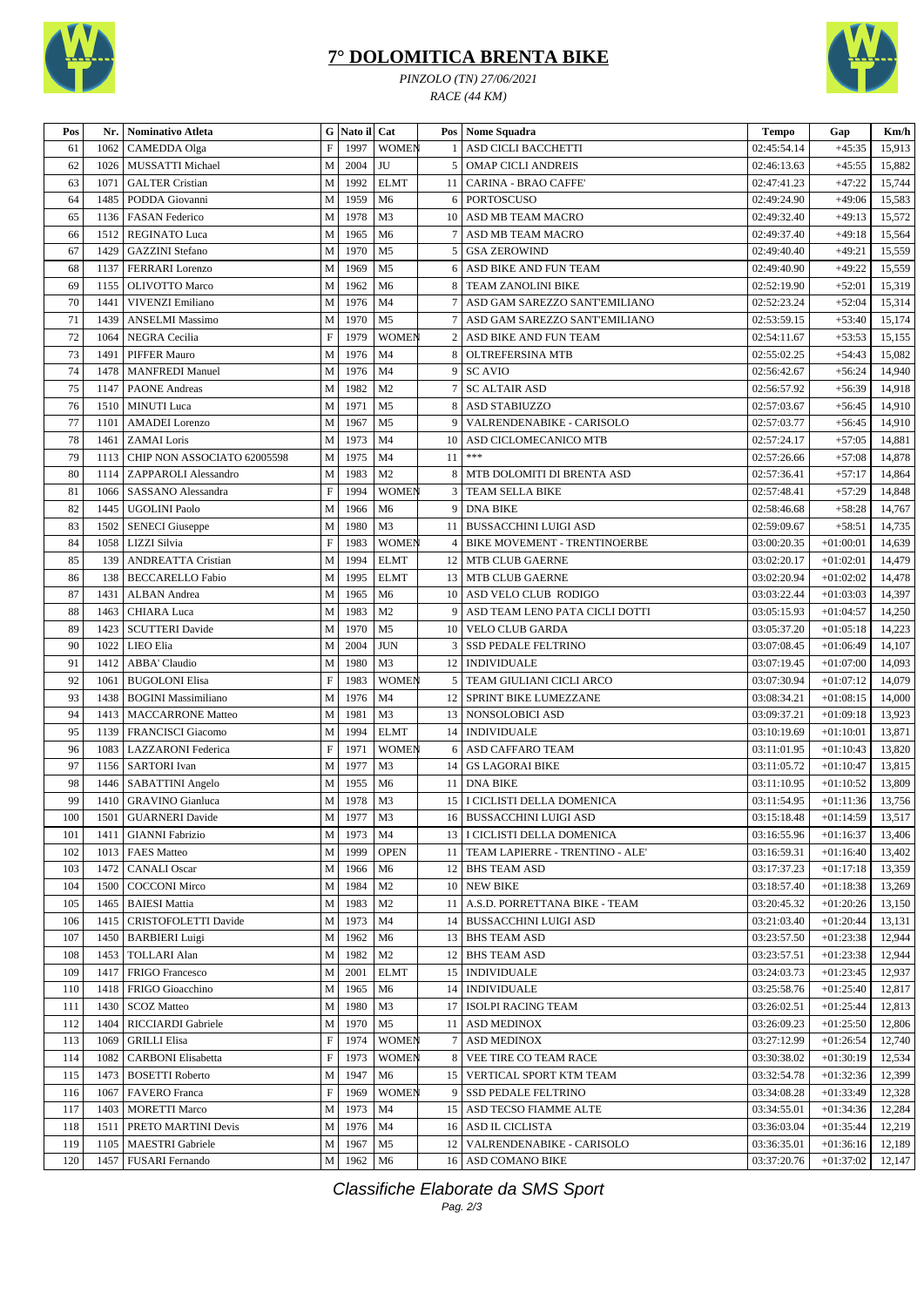# 7° DOLOMITICA BRENTA BIKE

*PINZOLO (TN) 27/06/2021*

*RACE (44 KM)*

| Pos | Nr. | Nominativo Atleta | G | Nato il | Cat | Pos | Nome Squadra | Tempo | Gap | Km/h |
|---|---|---|---|---|---|---|---|---|---|---|
| 61 | 1062 | CAMEDDA Olga | F | 1997 | WOMEN | 1 | ASD CICLI BACCHETTI | 02:45:54.14 | +45:35 | 15,913 |
| 62 | 1026 | MUSSATTI Michael | M | 2004 | JU | 5 | OMAP CICLI ANDREIS | 02:46:13.63 | +45:55 | 15,882 |
| 63 | 1071 | GALTER Cristian | M | 1992 | ELMT | 11 | CARINA - BRAO CAFFE' | 02:47:41.23 | +47:22 | 15,744 |
| 64 | 1485 | PODDA Giovanni | M | 1959 | M6 | 6 | PORTOSCUSO | 02:49:24.90 | +49:06 | 15,583 |
| 65 | 1136 | FASAN Federico | M | 1978 | M3 | 10 | ASD MB TEAM MACRO | 02:49:32.40 | +49:13 | 15,572 |
| 66 | 1512 | REGINATO Luca | M | 1965 | M6 | 7 | ASD MB TEAM MACRO | 02:49:37.40 | +49:18 | 15,564 |
| 67 | 1429 | GAZZINI Stefano | M | 1970 | M5 | 5 | GSA ZEROWIND | 02:49:40.40 | +49:21 | 15,559 |
| 68 | 1137 | FERRARI Lorenzo | M | 1969 | M5 | 6 | ASD BIKE AND FUN TEAM | 02:49:40.90 | +49:22 | 15,559 |
| 69 | 1155 | OLIVOTTO Marco | M | 1962 | M6 | 8 | TEAM ZANOLINI BIKE | 02:52:19.90 | +52:01 | 15,319 |
| 70 | 1441 | VIVENZI Emiliano | M | 1976 | M4 | 7 | ASD GAM SAREZZO SANT'EMILIANO | 02:52:23.24 | +52:04 | 15,314 |
| 71 | 1439 | ANSELMI Massimo | M | 1970 | M5 | 7 | ASD GAM SAREZZO SANT'EMILIANO | 02:53:59.15 | +53:40 | 15,174 |
| 72 | 1064 | NEGRA Cecilia | F | 1979 | WOMEN | 2 | ASD BIKE AND FUN TEAM | 02:54:11.67 | +53:53 | 15,155 |
| 73 | 1491 | PIFFER Mauro | M | 1976 | M4 | 8 | OLTREFERSINA MTB | 02:55:02.25 | +54:43 | 15,082 |
| 74 | 1478 | MANFREDI Manuel | M | 1976 | M4 | 9 | SC AVIO | 02:56:42.67 | +56:24 | 14,940 |
| 75 | 1147 | PAONE Andreas | M | 1982 | M2 | 7 | SC ALTAIR ASD | 02:56:57.92 | +56:39 | 14,918 |
| 76 | 1510 | MINUTI Luca | M | 1971 | M5 | 8 | ASD STABIUZZO | 02:57:03.67 | +56:45 | 14,910 |
| 77 | 1101 | AMADEI Lorenzo | M | 1967 | M5 | 9 | VALRENDENABIKE - CARISOLO | 02:57:03.77 | +56:45 | 14,910 |
| 78 | 1461 | ZAMAI Loris | M | 1973 | M4 | 10 | ASD CICLOMECANICO MTB | 02:57:24.17 | +57:05 | 14,881 |
| 79 | 1113 | CHIP NON ASSOCIATO 62005598 | M | 1975 | M4 | 11 | *** | 02:57:26.66 | +57:08 | 14,878 |
| 80 | 1114 | ZAPPAROLI Alessandro | M | 1983 | M2 | 8 | MTB DOLOMITI DI BRENTA ASD | 02:57:36.41 | +57:17 | 14,864 |
| 81 | 1066 | SASSANO Alessandra | F | 1994 | WOMEN | 3 | TEAM SELLA BIKE | 02:57:48.41 | +57:29 | 14,848 |
| 82 | 1445 | UGOLINI Paolo | M | 1966 | M6 | 9 | DNA BIKE | 02:58:46.68 | +58:28 | 14,767 |
| 83 | 1502 | SENECI Giuseppe | M | 1980 | M3 | 11 | BUSSACCHINI LUIGI ASD | 02:59:09.67 | +58:51 | 14,735 |
| 84 | 1058 | LIZZI Silvia | F | 1983 | WOMEN | 4 | BIKE MOVEMENT - TRENTINOERBE | 03:00:20.35 | +01:00:01 | 14,639 |
| 85 | 139 | ANDREATTA Cristian | M | 1994 | ELMT | 12 | MTB CLUB GAERNE | 03:02:20.17 | +01:02:01 | 14,479 |
| 86 | 138 | BECCARELLO Fabio | M | 1995 | ELMT | 13 | MTB CLUB GAERNE | 03:02:20.94 | +01:02:02 | 14,478 |
| 87 | 1431 | ALBAN Andrea | M | 1965 | M6 | 10 | ASD VELO CLUB RODIGO | 03:03:22.44 | +01:03:03 | 14,397 |
| 88 | 1463 | CHIARA Luca | M | 1983 | M2 | 9 | ASD TEAM LENO PATA CICLI DOTTI | 03:05:15.93 | +01:04:57 | 14,250 |
| 89 | 1423 | SCUTTERI Davide | M | 1970 | M5 | 10 | VELO CLUB GARDA | 03:05:37.20 | +01:05:18 | 14,223 |
| 90 | 1022 | LIEO Elia | M | 2004 | JUN | 3 | SSD PEDALE FELTRINO | 03:07:08.45 | +01:06:49 | 14,107 |
| 91 | 1412 | ABBA' Claudio | M | 1980 | M3 | 12 | INDIVIDUALE | 03:07:19.45 | +01:07:00 | 14,093 |
| 92 | 1061 | BUGOLONI Elisa | F | 1983 | WOMEN | 5 | TEAM GIULIANI CICLI ARCO | 03:07:30.94 | +01:07:12 | 14,079 |
| 93 | 1438 | BOGINI Massimiliano | M | 1976 | M4 | 12 | SPRINT BIKE LUMEZZANE | 03:08:34.21 | +01:08:15 | 14,000 |
| 94 | 1413 | MACCARRONE Matteo | M | 1981 | M3 | 13 | NONSOLOBICI ASD | 03:09:37.21 | +01:09:18 | 13,923 |
| 95 | 1139 | FRANCISCI Giacomo | M | 1994 | ELMT | 14 | INDIVIDUALE | 03:10:19.69 | +01:10:01 | 13,871 |
| 96 | 1083 | LAZZARONI Federica | F | 1971 | WOMEN | 6 | ASD CAFFARO TEAM | 03:11:01.95 | +01:10:43 | 13,820 |
| 97 | 1156 | SARTORI Ivan | M | 1977 | M3 | 14 | GS LAGORAI BIKE | 03:11:05.72 | +01:10:47 | 13,815 |
| 98 | 1446 | SABATTINI Angelo | M | 1955 | M6 | 11 | DNA BIKE | 03:11:10.95 | +01:10:52 | 13,809 |
| 99 | 1410 | GRAVINO Gianluca | M | 1978 | M3 | 15 | I CICLISTI DELLA DOMENICA | 03:11:54.95 | +01:11:36 | 13,756 |
| 100 | 1501 | GUARNERI Davide | M | 1977 | M3 | 16 | BUSSACCHINI LUIGI ASD | 03:15:18.48 | +01:14:59 | 13,517 |
| 101 | 1411 | GIANNI Fabrizio | M | 1973 | M4 | 13 | I CICLISTI DELLA DOMENICA | 03:16:55.96 | +01:16:37 | 13,406 |
| 102 | 1013 | FAES Matteo | M | 1999 | OPEN | 11 | TEAM LAPIERRE - TRENTINO - ALE' | 03:16:59.31 | +01:16:40 | 13,402 |
| 103 | 1472 | CANALI Oscar | M | 1966 | M6 | 12 | BHS TEAM ASD | 03:17:37.23 | +01:17:18 | 13,359 |
| 104 | 1500 | COCCONI Mirco | M | 1984 | M2 | 10 | NEW BIKE | 03:18:57.40 | +01:18:38 | 13,269 |
| 105 | 1465 | BAIESI Mattia | M | 1983 | M2 | 11 | A.S.D. PORRETTANA BIKE - TEAM | 03:20:45.32 | +01:20:26 | 13,150 |
| 106 | 1415 | CRISTOFOLETTI Davide | M | 1973 | M4 | 14 | BUSSACCHINI LUIGI ASD | 03:21:03.40 | +01:20:44 | 13,131 |
| 107 | 1450 | BARBIERI Luigi | M | 1962 | M6 | 13 | BHS TEAM ASD | 03:23:57.50 | +01:23:38 | 12,944 |
| 108 | 1453 | TOLLARI Alan | M | 1982 | M2 | 12 | BHS TEAM ASD | 03:23:57.51 | +01:23:38 | 12,944 |
| 109 | 1417 | FRIGO Francesco | M | 2001 | ELMT | 15 | INDIVIDUALE | 03:24:03.73 | +01:23:45 | 12,937 |
| 110 | 1418 | FRIGO Gioacchino | M | 1965 | M6 | 14 | INDIVIDUALE | 03:25:58.76 | +01:25:40 | 12,817 |
| 111 | 1430 | SCOZ Matteo | M | 1980 | M3 | 17 | ISOLPI RACING TEAM | 03:26:02.51 | +01:25:44 | 12,813 |
| 112 | 1404 | RICCIARDI Gabriele | M | 1970 | M5 | 11 | ASD MEDINOX | 03:26:09.23 | +01:25:50 | 12,806 |
| 113 | 1069 | GRILLI Elisa | F | 1974 | WOMEN | 7 | ASD MEDINOX | 03:27:12.99 | +01:26:54 | 12,740 |
| 114 | 1082 | CARBONI Elisabetta | F | 1973 | WOMEN | 8 | VEE TIRE CO TEAM RACE | 03:30:38.02 | +01:30:19 | 12,534 |
| 115 | 1473 | BOSETTI Roberto | M | 1947 | M6 | 15 | VERTICAL SPORT KTM TEAM | 03:32:54.78 | +01:32:36 | 12,399 |
| 116 | 1067 | FAVERO Franca | F | 1969 | WOMEN | 9 | SSD PEDALE FELTRINO | 03:34:08.28 | +01:33:49 | 12,328 |
| 117 | 1403 | MORETTI Marco | M | 1973 | M4 | 15 | ASD TECSO FIAMME ALTE | 03:34:55.01 | +01:34:36 | 12,284 |
| 118 | 1511 | PRETO MARTINI Devis | M | 1976 | M4 | 16 | ASD IL CICLISTA | 03:36:03.04 | +01:35:44 | 12,219 |
| 119 | 1105 | MAESTRI Gabriele | M | 1967 | M5 | 12 | VALRENDENABIKE - CARISOLO | 03:36:35.01 | +01:36:16 | 12,189 |
| 120 | 1457 | FUSARI Fernando | M | 1962 | M6 | 16 | ASD COMANO BIKE | 03:37:20.76 | +01:37:02 | 12,147 |

*Classifiche Elaborate da SMS Sport*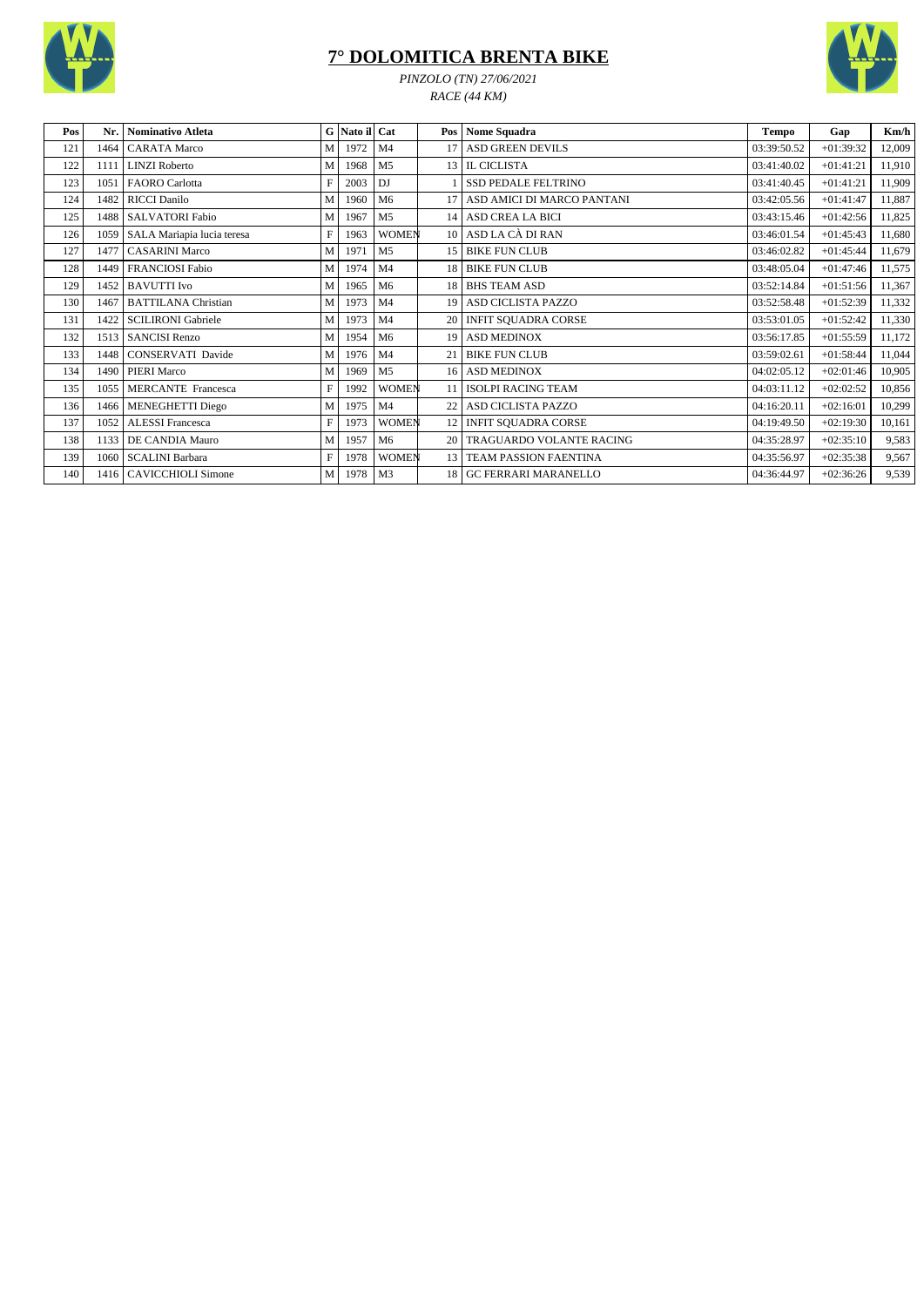# 7° DOLOMITICA BRENTA BIKE

*PINZOLO (TN) 27/06/2021*

*RACE (44 KM)*

| Pos | Nr. | Nominativo Atleta | G | Nato il | Cat | Pos | Nome Squadra | Tempo | Gap | Km/h |
|---|---|---|---|---|---|---|---|---|---|---|
| 121 | 1464 | CARATA Marco | M | 1972 | M4 | 17 | ASD GREEN DEVILS | 03:39:50.52 | +01:39:32 | 12,009 |
| 122 | 1111 | LINZI Roberto | M | 1968 | M5 | 13 | IL CICLISTA | 03:41:40.02 | +01:41:21 | 11,910 |
| 123 | 1051 | FAORO Carlotta | F | 2003 | DJ | 1 | SSD PEDALE FELTRINO | 03:41:40.45 | +01:41:21 | 11,909 |
| 124 | 1482 | RICCI Danilo | M | 1960 | M6 | 17 | ASD AMICI DI MARCO PANTANI | 03:42:05.56 | +01:41:47 | 11,887 |
| 125 | 1488 | SALVATORI Fabio | M | 1967 | M5 | 14 | ASD CREA LA BICI | 03:43:15.46 | +01:42:56 | 11,825 |
| 126 | 1059 | SALA Mariapia lucia teresa | F | 1963 | WOMEN | 10 | ASD LA CÀ DI RAN | 03:46:01.54 | +01:45:43 | 11,680 |
| 127 | 1477 | CASARINI Marco | M | 1971 | M5 | 15 | BIKE FUN CLUB | 03:46:02.82 | +01:45:44 | 11,679 |
| 128 | 1449 | FRANCIOSI Fabio | M | 1974 | M4 | 18 | BIKE FUN CLUB | 03:48:05.04 | +01:47:46 | 11,575 |
| 129 | 1452 | BAVUTTI Ivo | M | 1965 | M6 | 18 | BHS TEAM ASD | 03:52:14.84 | +01:51:56 | 11,367 |
| 130 | 1467 | BATTILANA Christian | M | 1973 | M4 | 19 | ASD CICLISTA PAZZO | 03:52:58.48 | +01:52:39 | 11,332 |
| 131 | 1422 | SCILIRONI Gabriele | M | 1973 | M4 | 20 | INFIT SQUADRA CORSE | 03:53:01.05 | +01:52:42 | 11,330 |
| 132 | 1513 | SANCISI Renzo | M | 1954 | M6 | 19 | ASD MEDINOX | 03:56:17.85 | +01:55:59 | 11,172 |
| 133 | 1448 | CONSERVATI Davide | M | 1976 | M4 | 21 | BIKE FUN CLUB | 03:59:02.61 | +01:58:44 | 11,044 |
| 134 | 1490 | PIERI Marco | M | 1969 | M5 | 16 | ASD MEDINOX | 04:02:05.12 | +02:01:46 | 10,905 |
| 135 | 1055 | MERCANTE Francesca | F | 1992 | WOMEN | 11 | ISOLPI RACING TEAM | 04:03:11.12 | +02:02:52 | 10,856 |
| 136 | 1466 | MENEGHETTI Diego | M | 1975 | M4 | 22 | ASD CICLISTA PAZZO | 04:16:20.11 | +02:16:01 | 10,299 |
| 137 | 1052 | ALESSI Francesca | F | 1973 | WOMEN | 12 | INFIT SQUADRA CORSE | 04:19:49.50 | +02:19:30 | 10,161 |
| 138 | 1133 | DE CANDIA Mauro | M | 1957 | M6 | 20 | TRAGUARDO VOLANTE RACING | 04:35:28.97 | +02:35:10 | 9,583 |
| 139 | 1060 | SCALINI Barbara | F | 1978 | WOMEN | 13 | TEAM PASSION FAENTINA | 04:35:56.97 | +02:35:38 | 9,567 |
| 140 | 1416 | CAVICCHIOLI Simone | M | 1978 | M3 | 18 | GC FERRARI MARANELLO | 04:36:44.97 | +02:36:26 | 9,539 |